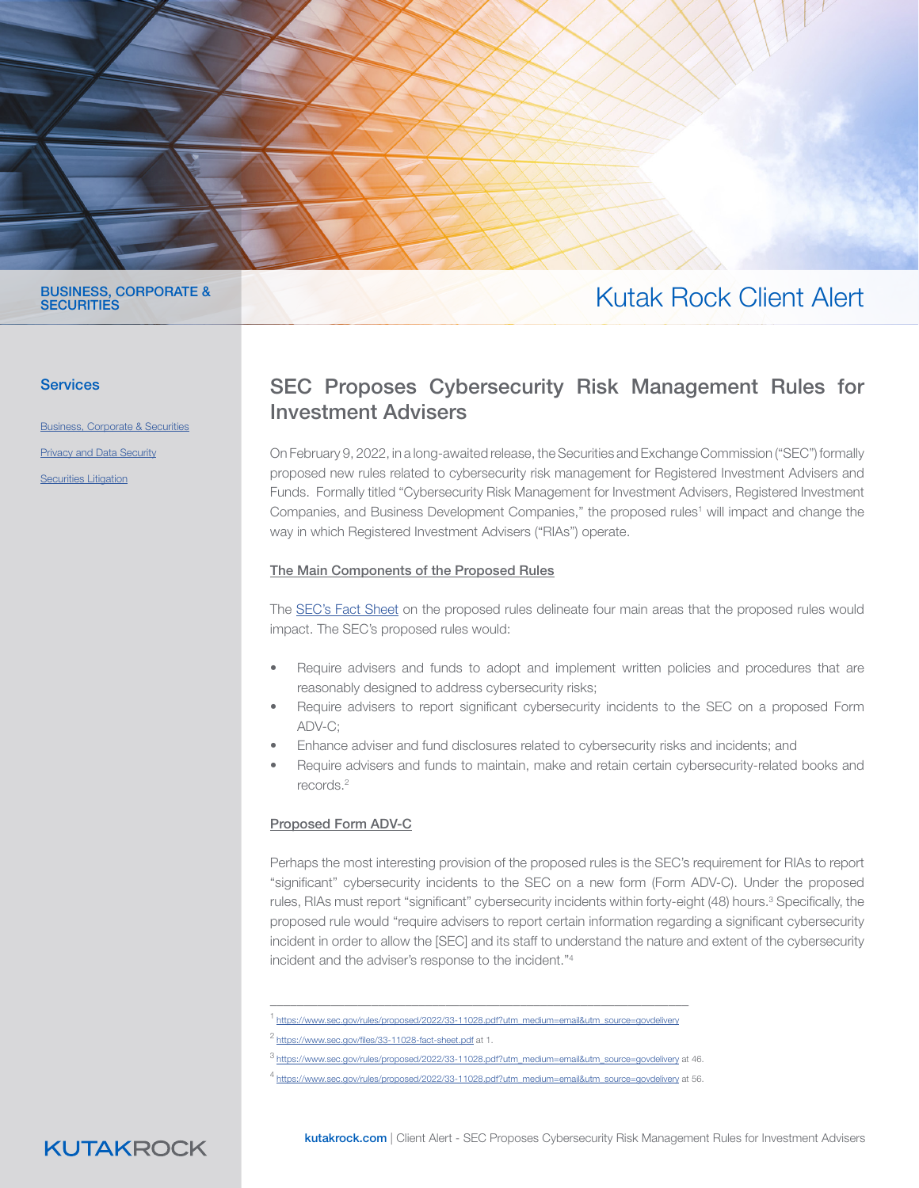BUSINESS, CORPORATE & SECURITIES

# Kutak Rock Client Alert

## Services

Business, Corporate & Securities

Privacy and Data Security

Securities Litigation

# SEC Proposes Cybersecurity Risk Management Rules for Investment Advisers

On February 9, 2022, in a long-awaited release, the Securities and Exchange Commission ("SEC") formally proposed new rules related to cybersecurity risk management for Registered Investment Advisers and Funds. Formally titled "Cybersecurity Risk Management for Investment Advisers, Registered Investment Companies, and Business Development Companies," the proposed rules[1] will impact and change the way in which Registered Investment Advisers ("RIAs") operate.

### The Main Components of the Proposed Rules

The SEC's Fact Sheet on the proposed rules delineate four main areas that the proposed rules would impact. The SEC's proposed rules would:

- Require advisers and funds to adopt and implement written policies and procedures that are reasonably designed to address cybersecurity risks;
- Require advisers to report significant cybersecurity incidents to the SEC on a proposed Form ADV-C;
- Enhance adviser and fund disclosures related to cybersecurity risks and incidents; and
- Require advisers and funds to maintain, make and retain certain cybersecurity-related books and records.[2]

### Proposed Form ADV-C

Perhaps the most interesting provision of the proposed rules is the SEC's requirement for RIAs to report "significant" cybersecurity incidents to the SEC on a new form (Form ADV-C). Under the proposed rules, RIAs must report "significant" cybersecurity incidents within forty-eight (48) hours.[3] Specifically, the proposed rule would "require advisers to report certain information regarding a significant cybersecurity incident in order to allow the [SEC] and its staff to understand the nature and extent of the cybersecurity incident and the adviser's response to the incident."[4]

---

[1] https://www.sec.gov/rules/proposed/2022/33-11028.pdf?utm_medium=email&utm_source=govdelivery

[2] https://www.sec.gov/files/33-11028-fact-sheet.pdf at 1.

[3] https://www.sec.gov/rules/proposed/2022/33-11028.pdf?utm_medium=email&utm_source=govdelivery at 46.

[4] https://www.sec.gov/rules/proposed/2022/33-11028.pdf?utm_medium=email&utm_source=govdelivery at 56.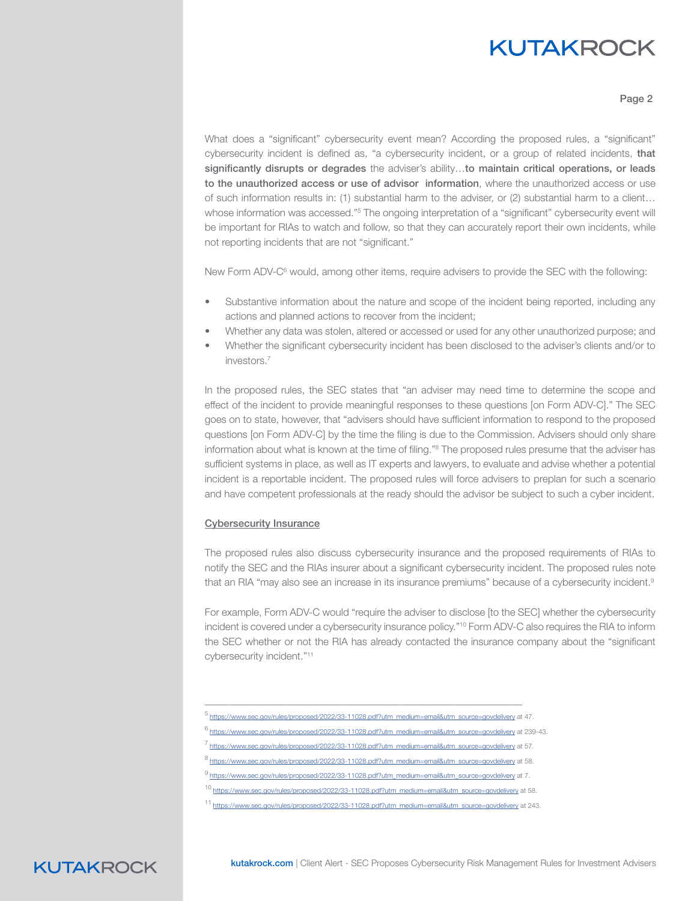What does a "significant" cybersecurity event mean? According the proposed rules, a "significant" cybersecurity incident is defined as, "a cybersecurity incident, or a group of related incidents, **that significantly disrupts or degrades** the adviser's ability…**to maintain critical operations, or leads to the unauthorized access or use of advisor information**, where the unauthorized access or use of such information results in: (1) substantial harm to the adviser, or (2) substantial harm to a client… whose information was accessed."[5] The ongoing interpretation of a "significant" cybersecurity event will be important for RIAs to watch and follow, so that they can accurately report their own incidents, while not reporting incidents that are not "significant."

New Form ADV-C[6] would, among other items, require advisers to provide the SEC with the following:

- Substantive information about the nature and scope of the incident being reported, including any actions and planned actions to recover from the incident;
- Whether any data was stolen, altered or accessed or used for any other unauthorized purpose; and
- Whether the significant cybersecurity incident has been disclosed to the adviser's clients and/or to investors.[7]

In the proposed rules, the SEC states that "an adviser may need time to determine the scope and effect of the incident to provide meaningful responses to these questions [on Form ADV-C]." The SEC goes on to state, however, that "advisers should have sufficient information to respond to the proposed questions [on Form ADV-C] by the time the filing is due to the Commission. Advisers should only share information about what is known at the time of filing."[8] The proposed rules presume that the adviser has sufficient systems in place, as well as IT experts and lawyers, to evaluate and advise whether a potential incident is a reportable incident. The proposed rules will force advisers to preplan for such a scenario and have competent professionals at the ready should the advisor be subject to such a cyber incident.

## Cybersecurity Insurance

The proposed rules also discuss cybersecurity insurance and the proposed requirements of RIAs to notify the SEC and the RIAs insurer about a significant cybersecurity incident. The proposed rules note that an RIA "may also see an increase in its insurance premiums" because of a cybersecurity incident.[9]

For example, Form ADV-C would "require the adviser to disclose [to the SEC] whether the cybersecurity incident is covered under a cybersecurity insurance policy."[10] Form ADV-C also requires the RIA to inform the SEC whether or not the RIA has already contacted the insurance company about the "significant cybersecurity incident."[11]

---

[5] https://www.sec.gov/rules/proposed/2022/33-11028.pdf?utm_medium=email&utm_source=govdelivery at 47.

[6] https://www.sec.gov/rules/proposed/2022/33-11028.pdf?utm_medium=email&utm_source=govdelivery at 239-43.

[7] https://www.sec.gov/rules/proposed/2022/33-11028.pdf?utm_medium=email&utm_source=govdelivery at 57.

[8] https://www.sec.gov/rules/proposed/2022/33-11028.pdf?utm_medium=email&utm_source=govdelivery at 58.

[9] https://www.sec.gov/rules/proposed/2022/33-11028.pdf?utm_medium=email&utm_source=govdelivery at 7.

[10] https://www.sec.gov/rules/proposed/2022/33-11028.pdf?utm_medium=email&utm_source=govdelivery at 58.

[11] https://www.sec.gov/rules/proposed/2022/33-11028.pdf?utm_medium=email&utm_source=govdelivery at 243.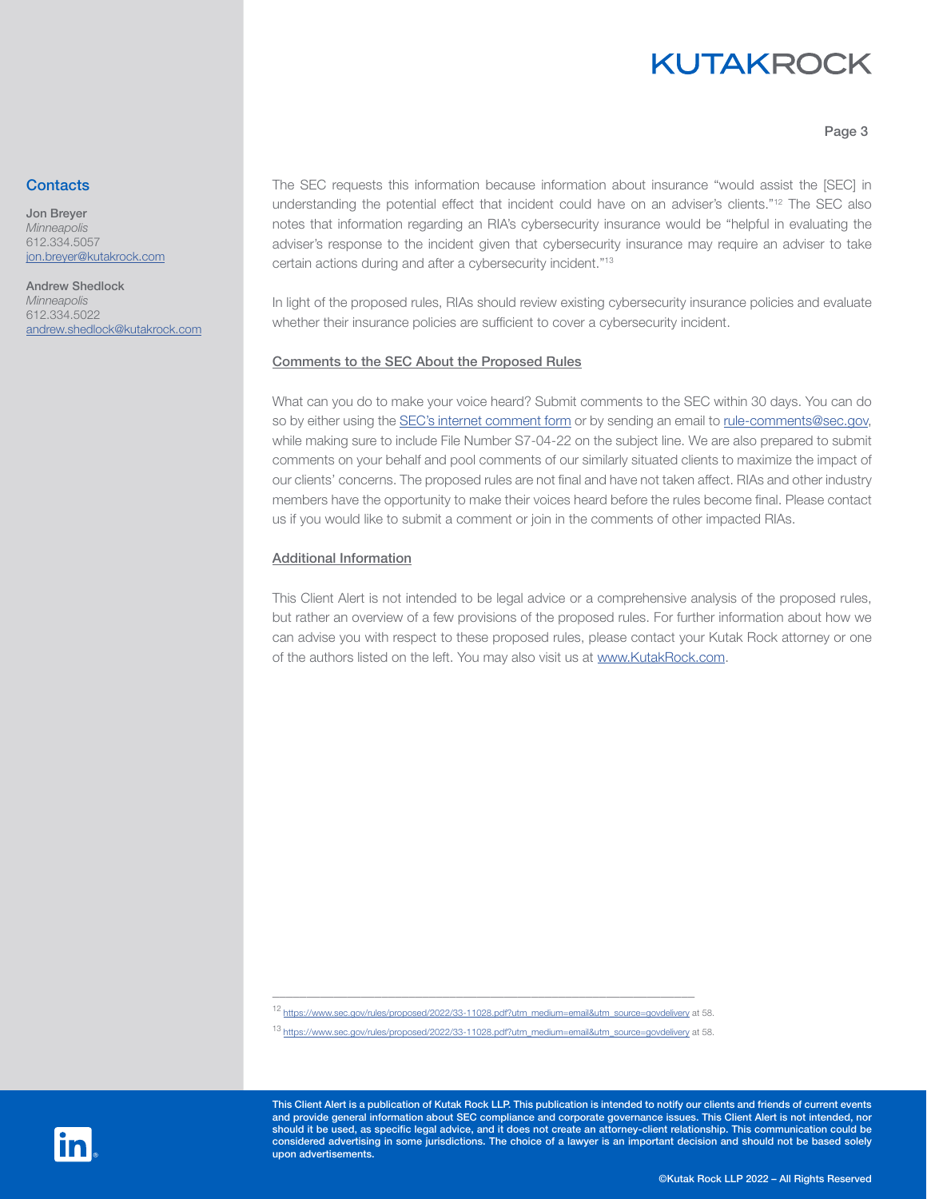## Contacts

**Jon Breyer**
*Minneapolis*
612.334.5057
jon.breyer@kutakrock.com

**Andrew Shedlock**
*Minneapolis*
612.334.5022
andrew.shedlock@kutakrock.com

The SEC requests this information because information about insurance "would assist the [SEC] in understanding the potential effect that incident could have on an adviser's clients."[12] The SEC also notes that information regarding an RIA's cybersecurity insurance would be "helpful in evaluating the adviser's response to the incident given that cybersecurity insurance may require an adviser to take certain actions during and after a cybersecurity incident."[13]

In light of the proposed rules, RIAs should review existing cybersecurity insurance policies and evaluate whether their insurance policies are sufficient to cover a cybersecurity incident.

### Comments to the SEC About the Proposed Rules

What can you do to make your voice heard? Submit comments to the SEC within 30 days. You can do so by either using the SEC's internet comment form or by sending an email to rule-comments@sec.gov, while making sure to include File Number S7-04-22 on the subject line. We are also prepared to submit comments on your behalf and pool comments of our similarly situated clients to maximize the impact of our clients' concerns. The proposed rules are not final and have not taken affect. RIAs and other industry members have the opportunity to make their voices heard before the rules become final. Please contact us if you would like to submit a comment or join in the comments of other impacted RIAs.

### Additional Information

This Client Alert is not intended to be legal advice or a comprehensive analysis of the proposed rules, but rather an overview of a few provisions of the proposed rules. For further information about how we can advise you with respect to these proposed rules, please contact your Kutak Rock attorney or one of the authors listed on the left. You may also visit us at www.KutakRock.com.

---

[12] https://www.sec.gov/rules/proposed/2022/33-11028.pdf?utm_medium=email&utm_source=govdelivery at 58.

[13] https://www.sec.gov/rules/proposed/2022/33-11028.pdf?utm_medium=email&utm_source=govdelivery at 58.

**This Client Alert is a publication of Kutak Rock LLP. This publication is intended to notify our clients and friends of current events and provide general information about SEC compliance and corporate governance issues. This Client Alert is not intended, nor should it be used, as specific legal advice, and it does not create an attorney-client relationship. This communication could be considered advertising in some jurisdictions. The choice of a lawyer is an important decision and should not be based solely upon advertisements.**

©Kutak Rock LLP 2022 – All Rights Reserved